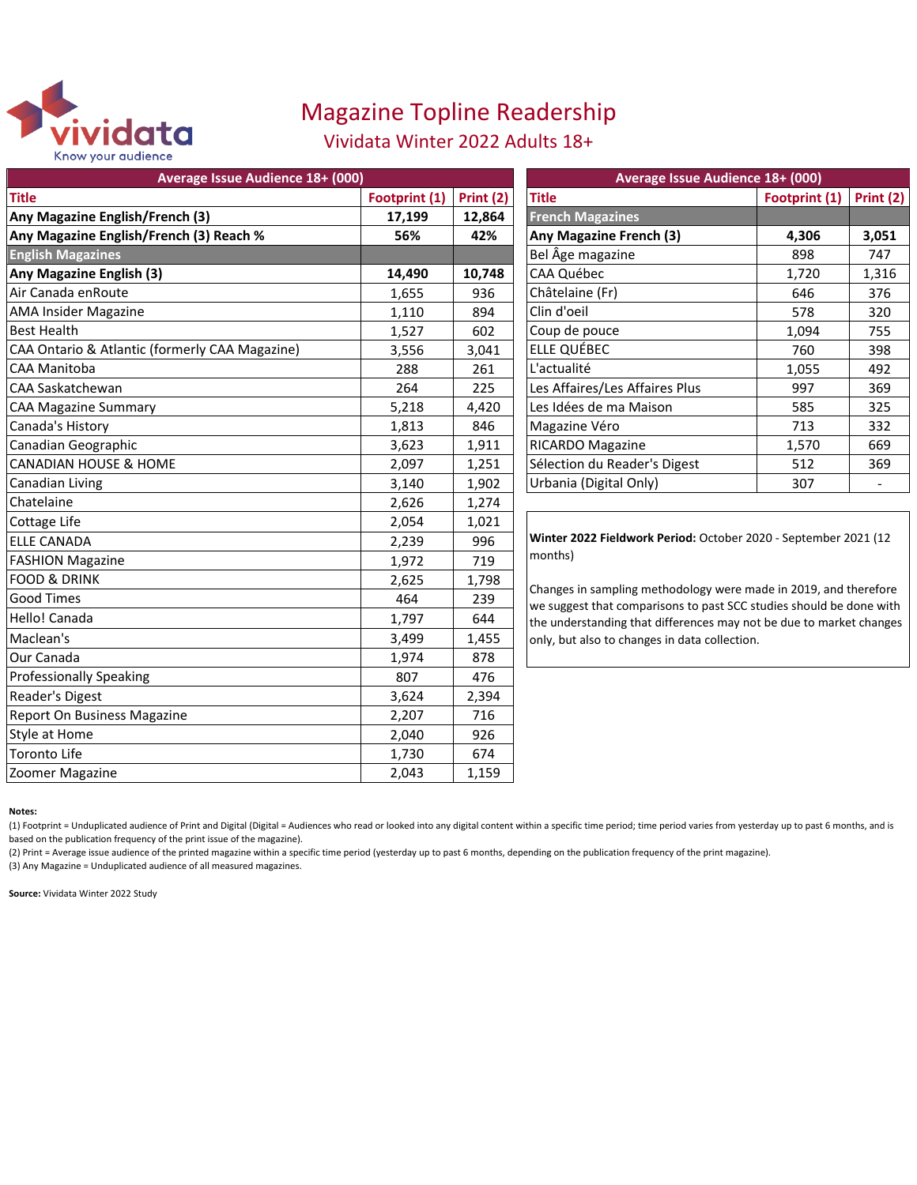vividata
Know your audience

# Magazine Topline Readership

## Vividata Winter 2022 Adults 18+

| Average Issue Audience 18+ (000) | | |
|---|---|---|
| **Title** | **Footprint (1)** | **Print (2)** |
| **Any Magazine English/French (3)** | **17,199** | **12,864** |
| **Any Magazine English/French (3) Reach %** | **56%** | **42%** |
| **English Magazines** | | |
| **Any Magazine English (3)** | **14,490** | **10,748** |
| Air Canada enRoute | 1,655 | 936 |
| AMA Insider Magazine | 1,110 | 894 |
| Best Health | 1,527 | 602 |
| CAA Ontario & Atlantic (formerly CAA Magazine) | 3,556 | 3,041 |
| CAA Manitoba | 288 | 261 |
| CAA Saskatchewan | 264 | 225 |
| CAA Magazine Summary | 5,218 | 4,420 |
| Canada's History | 1,813 | 846 |
| Canadian Geographic | 3,623 | 1,911 |
| CANADIAN HOUSE & HOME | 2,097 | 1,251 |
| Canadian Living | 3,140 | 1,902 |
| Chatelaine | 2,626 | 1,274 |
| Cottage Life | 2,054 | 1,021 |
| ELLE CANADA | 2,239 | 996 |
| FASHION Magazine | 1,972 | 719 |
| FOOD & DRINK | 2,625 | 1,798 |
| Good Times | 464 | 239 |
| Hello! Canada | 1,797 | 644 |
| Maclean's | 3,499 | 1,455 |
| Our Canada | 1,974 | 878 |
| Professionally Speaking | 807 | 476 |
| Reader's Digest | 3,624 | 2,394 |
| Report On Business Magazine | 2,207 | 716 |
| Style at Home | 2,040 | 926 |
| Toronto Life | 1,730 | 674 |
| Zoomer Magazine | 2,043 | 1,159 |

| Average Issue Audience 18+ (000) | | |
|---|---|---|
| **Title** | **Footprint (1)** | **Print (2)** |
| **French Magazines** | | |
| **Any Magazine French (3)** | **4,306** | **3,051** |
| Bel Âge magazine | 898 | 747 |
| CAA Québec | 1,720 | 1,316 |
| Châtelaine (Fr) | 646 | 376 |
| Clin d'oeil | 578 | 320 |
| Coup de pouce | 1,094 | 755 |
| ELLE QUÉBEC | 760 | 398 |
| L'actualité | 1,055 | 492 |
| Les Affaires/Les Affaires Plus | 997 | 369 |
| Les Idées de ma Maison | 585 | 325 |
| Magazine Véro | 713 | 332 |
| RICARDO Magazine | 1,570 | 669 |
| Sélection du Reader's Digest | 512 | 369 |
| Urbania (Digital Only) | 307 | - |

**Winter 2022 Fieldwork Period:** October 2020 - September 2021 (12 months)

Changes in sampling methodology were made in 2019, and therefore we suggest that comparisons to past SCC studies should be done with the understanding that differences may not be due to market changes only, but also to changes in data collection.

**Notes:**

(1) Footprint = Unduplicated audience of Print and Digital (Digital = Audiences who read or looked into any digital content within a specific time period; time period varies from yesterday up to past 6 months, and is based on the publication frequency of the print issue of the magazine).

(2) Print = Average issue audience of the printed magazine within a specific time period (yesterday up to past 6 months, depending on the publication frequency of the print magazine).

(3) Any Magazine = Unduplicated audience of all measured magazines.

**Source:** Vividata Winter 2022 Study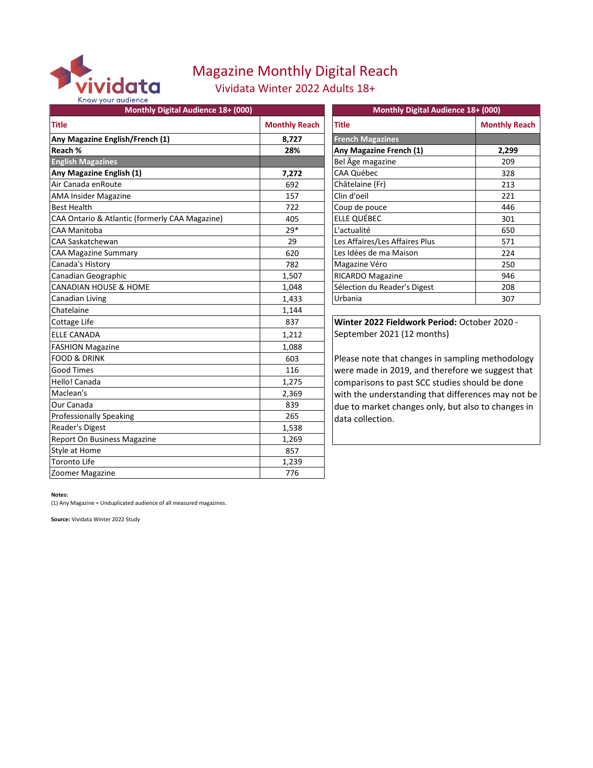vividata
Know your audience

# Magazine Monthly Digital Reach

## Vividata Winter 2022 Adults 18+

| Monthly Digital Audience 18+ (000) | |
|---|---|
| **Title** | **Monthly Reach** |
| **Any Magazine English/French (1)** | **8,727** |
| **Reach %** | **28%** |
| **English Magazines** | |
| **Any Magazine English (1)** | **7,272** |
| Air Canada enRoute | 692 |
| AMA Insider Magazine | 157 |
| Best Health | 722 |
| CAA Ontario & Atlantic (formerly CAA Magazine) | 405 |
| CAA Manitoba | 29* |
| CAA Saskatchewan | 29 |
| CAA Magazine Summary | 620 |
| Canada's History | 782 |
| Canadian Geographic | 1,507 |
| CANADIAN HOUSE & HOME | 1,048 |
| Canadian Living | 1,433 |
| Chatelaine | 1,144 |
| Cottage Life | 837 |
| ELLE CANADA | 1,212 |
| FASHION Magazine | 1,088 |
| FOOD & DRINK | 603 |
| Good Times | 116 |
| Hello! Canada | 1,275 |
| Maclean's | 2,369 |
| Our Canada | 839 |
| Professionally Speaking | 265 |
| Reader's Digest | 1,538 |
| Report On Business Magazine | 1,269 |
| Style at Home | 857 |
| Toronto Life | 1,239 |
| Zoomer Magazine | 776 |

| Monthly Digital Audience 18+ (000) | |
|---|---|
| **Title** | **Monthly Reach** |
| **French Magazines** | |
| **Any Magazine French (1)** | **2,299** |
| Bel Âge magazine | 209 |
| CAA Québec | 328 |
| Châtelaine (Fr) | 213 |
| Clin d'oeil | 221 |
| Coup de pouce | 446 |
| ELLE QUÉBEC | 301 |
| L'actualité | 650 |
| Les Affaires/Les Affaires Plus | 571 |
| Les Idées de ma Maison | 224 |
| Magazine Véro | 250 |
| RICARDO Magazine | 946 |
| Sélection du Reader's Digest | 208 |
| Urbania | 307 |

**Winter 2022 Fieldwork Period:** October 2020 - September 2021 (12 months)

Please note that changes in sampling methodology were made in 2019, and therefore we suggest that comparisons to past SCC studies should be done with the understanding that differences may not be due to market changes only, but also to changes in data collection.

**Notes:**
(1) Any Magazine = Unduplicated audience of all measured magazines.

**Source:** Vividata Winter 2022 Study